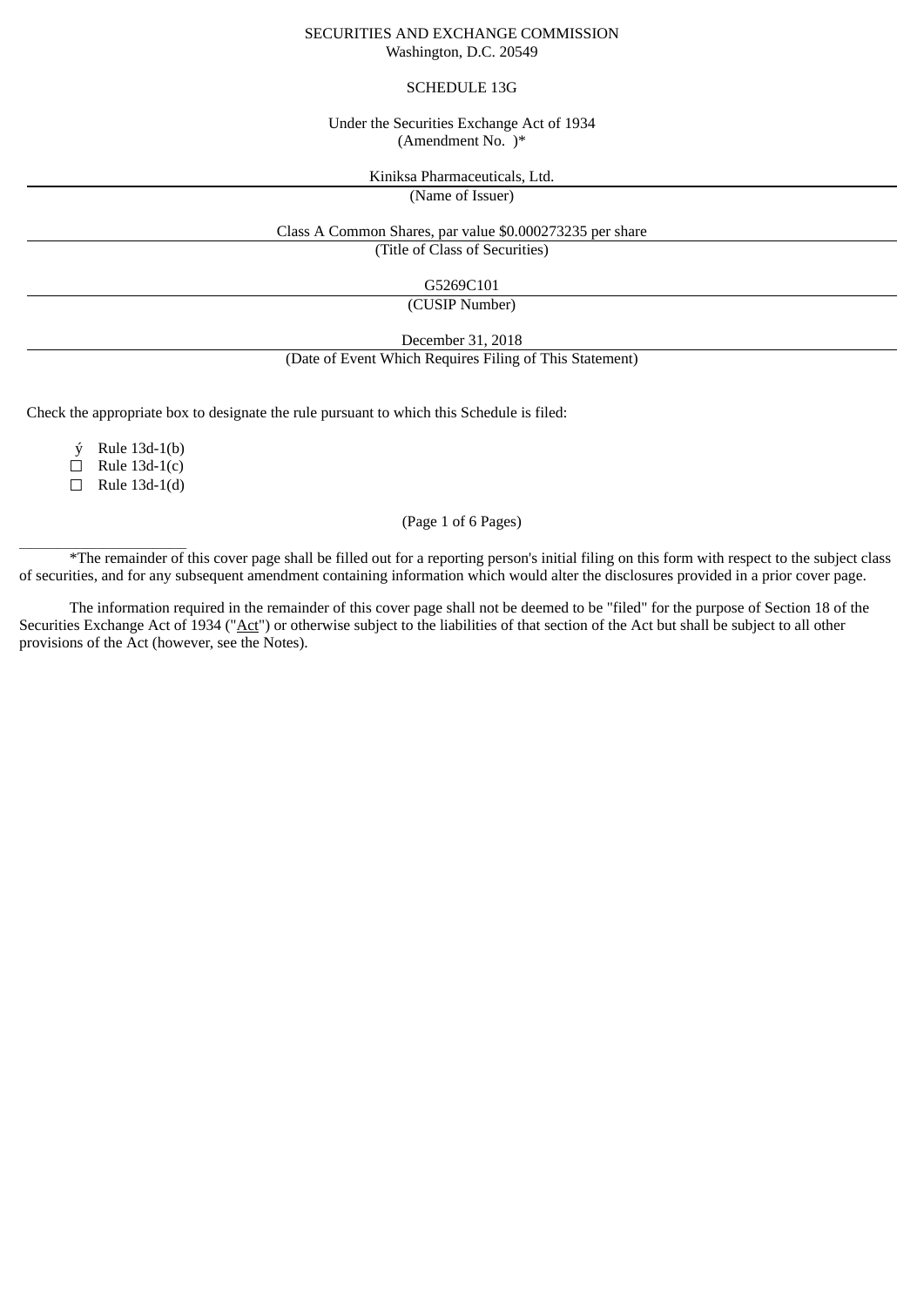SECURITIES AND EXCHANGE COMMISSION
Washington, D.C. 20549

SCHEDULE 13G

Under the Securities Exchange Act of 1934
(Amendment No. )*

Kiniksa Pharmaceuticals, Ltd.
(Name of Issuer)

Class A Common Shares, par value $0.000273235 per share
(Title of Class of Securities)

G5269C101
(CUSIP Number)

December 31, 2018
(Date of Event Which Requires Filing of This Statement)

Check the appropriate box to designate the rule pursuant to which this Schedule is filed:

ý Rule 13d-1(b)
☐ Rule 13d-1(c)
☐ Rule 13d-1(d)

*The remainder of this cover page shall be filled out for a reporting person's initial filing on this form with respect to the subject class of securities, and for any subsequent amendment containing information which would alter the disclosures provided in a prior cover page.

The information required in the remainder of this cover page shall not be deemed to be "filed" for the purpose of Section 18 of the Securities Exchange Act of 1934 ("Act") or otherwise subject to the liabilities of that section of the Act but shall be subject to all other provisions of the Act (however, see the Notes).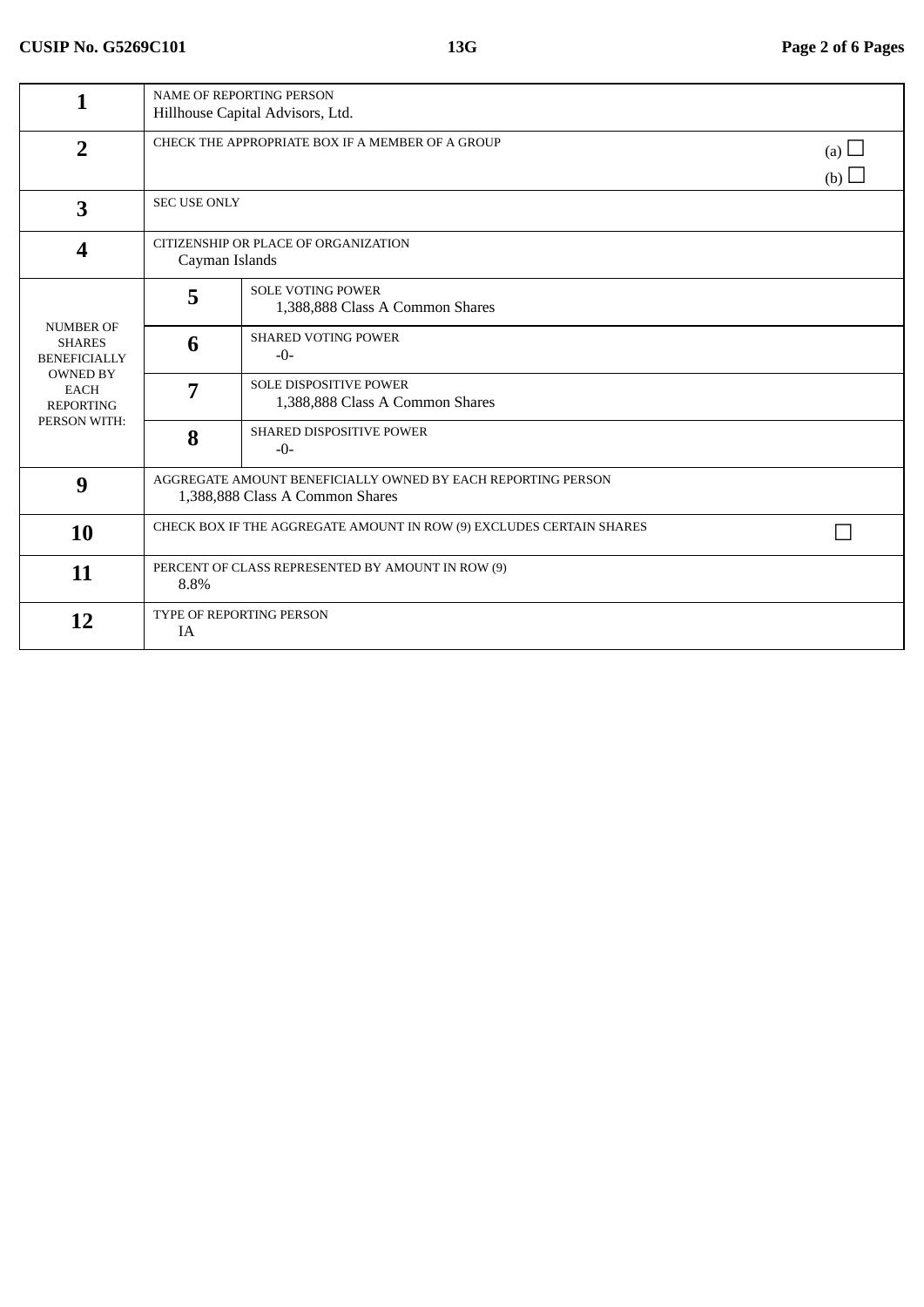CUSIP No. G5269C101 | 13G

| | | | |
|---|---|---|---|
| 1 | NAME OF REPORTING PERSON<br>Hillhouse Capital Advisors, Ltd. | | |
| 2 | CHECK THE APPROPRIATE BOX IF A MEMBER OF A GROUP | | (a) ☐<br>(b) ☐ |
| 3 | SEC USE ONLY | | |
| 4 | CITIZENSHIP OR PLACE OF ORGANIZATION<br>Cayman Islands | | |
| NUMBER OF SHARES BENEFICIALLY OWNED BY EACH REPORTING PERSON WITH: | 5 | SOLE VOTING POWER<br>1,388,888 Class A Common Shares | |
| | 6 | SHARED VOTING POWER<br>-0- | |
| | 7 | SOLE DISPOSITIVE POWER<br>1,388,888 Class A Common Shares | |
| | 8 | SHARED DISPOSITIVE POWER<br>-0- | |
| 9 | AGGREGATE AMOUNT BENEFICIALLY OWNED BY EACH REPORTING PERSON<br>1,388,888 Class A Common Shares | | |
| 10 | CHECK BOX IF THE AGGREGATE AMOUNT IN ROW (9) EXCLUDES CERTAIN SHARES | | ☐ |
| 11 | PERCENT OF CLASS REPRESENTED BY AMOUNT IN ROW (9)<br>8.8% | | |
| 12 | TYPE OF REPORTING PERSON<br>IA | | |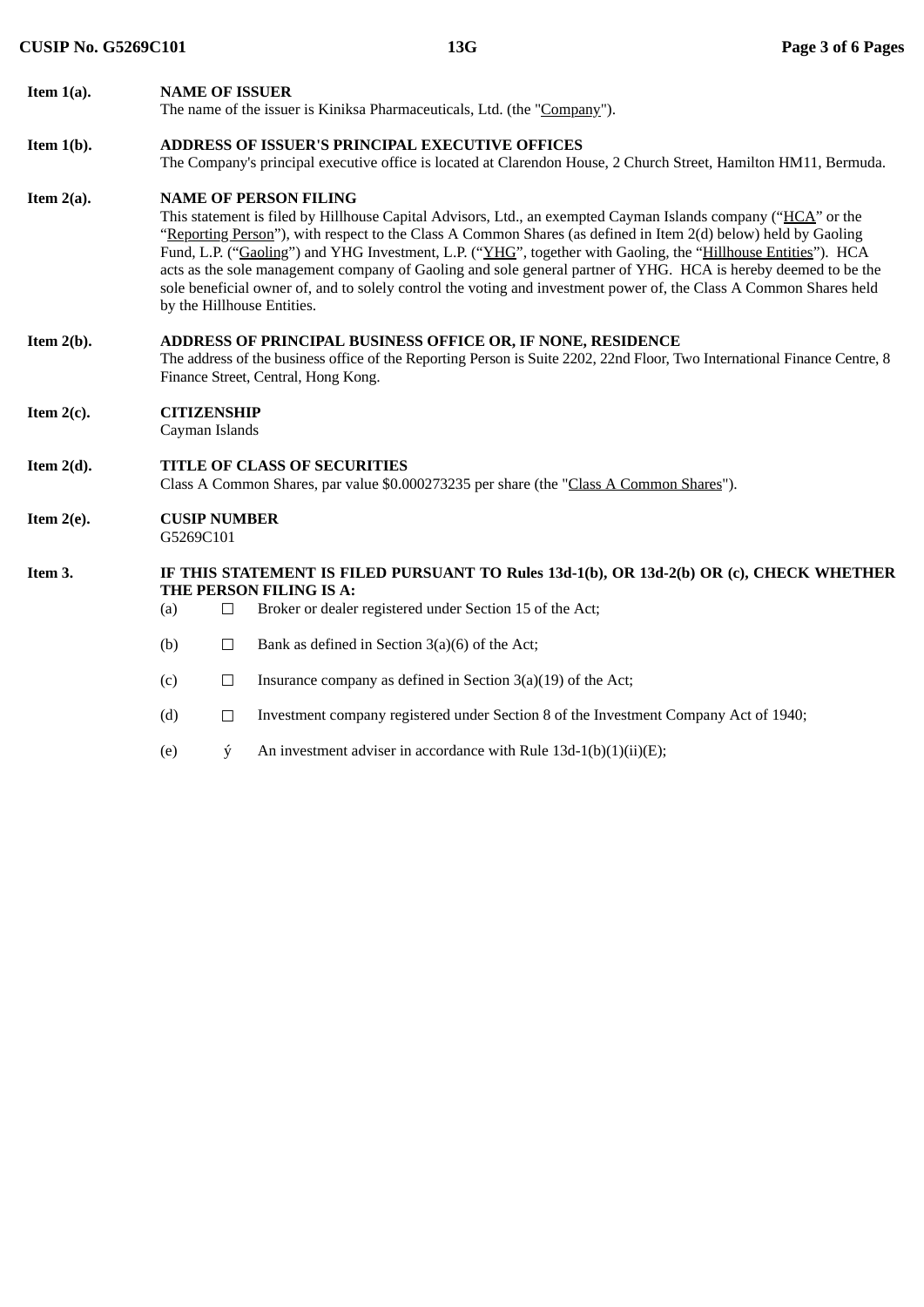**Item 1(a).** **NAME OF ISSUER**
The name of the issuer is Kiniksa Pharmaceuticals, Ltd. (the "Company").

**Item 1(b).** **ADDRESS OF ISSUER'S PRINCIPAL EXECUTIVE OFFICES**
The Company's principal executive office is located at Clarendon House, 2 Church Street, Hamilton HM11, Bermuda.

**Item 2(a).** **NAME OF PERSON FILING**
This statement is filed by Hillhouse Capital Advisors, Ltd., an exempted Cayman Islands company ("HCA" or the "Reporting Person"), with respect to the Class A Common Shares (as defined in Item 2(d) below) held by Gaoling Fund, L.P. ("Gaoling") and YHG Investment, L.P. ("YHG", together with Gaoling, the "Hillhouse Entities"). HCA acts as the sole management company of Gaoling and sole general partner of YHG. HCA is hereby deemed to be the sole beneficial owner of, and to solely control the voting and investment power of, the Class A Common Shares held by the Hillhouse Entities.

**Item 2(b).** **ADDRESS OF PRINCIPAL BUSINESS OFFICE OR, IF NONE, RESIDENCE**
The address of the business office of the Reporting Person is Suite 2202, 22nd Floor, Two International Finance Centre, 8 Finance Street, Central, Hong Kong.

**Item 2(c).** **CITIZENSHIP**
Cayman Islands

**Item 2(d).** **TITLE OF CLASS OF SECURITIES**
Class A Common Shares, par value $0.000273235 per share (the "Class A Common Shares").

**Item 2(e).** **CUSIP NUMBER**
G5269C101

**Item 3.** **IF THIS STATEMENT IS FILED PURSUANT TO Rules 13d-1(b), OR 13d-2(b) OR (c), CHECK WHETHER THE PERSON FILING IS A:**

(a) ☐ Broker or dealer registered under Section 15 of the Act;

(b) ☐ Bank as defined in Section 3(a)(6) of the Act;

(c) ☐ Insurance company as defined in Section 3(a)(19) of the Act;

(d) ☐ Investment company registered under Section 8 of the Investment Company Act of 1940;

(e) ý An investment adviser in accordance with Rule 13d-1(b)(1)(ii)(E);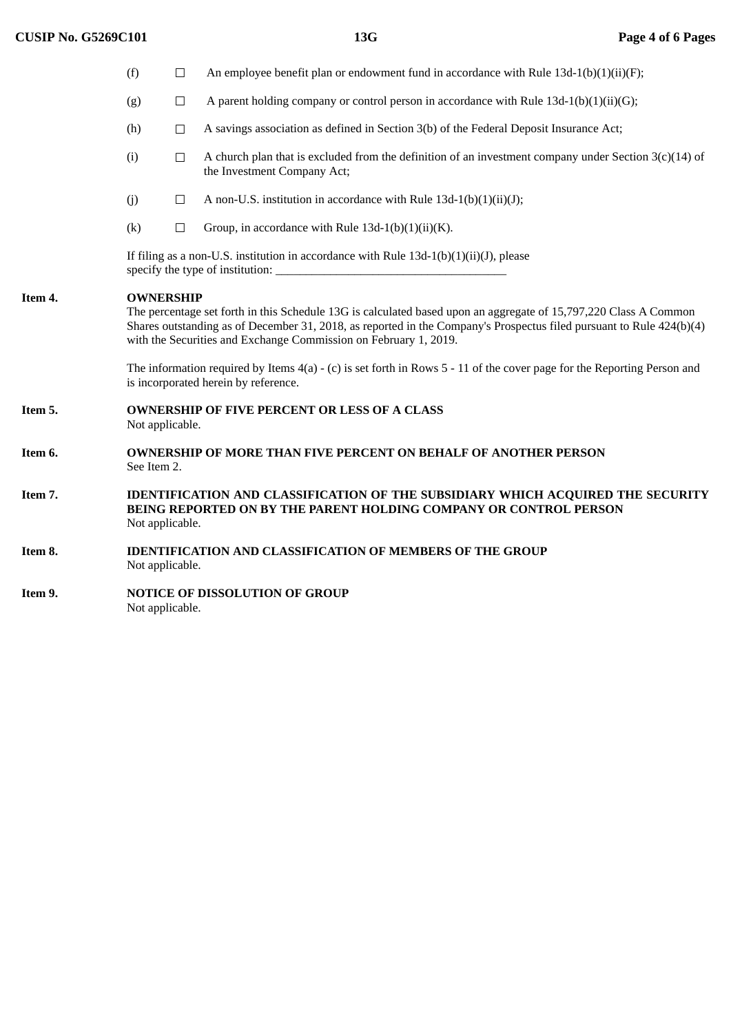(f) ☐ An employee benefit plan or endowment fund in accordance with Rule 13d-1(b)(1)(ii)(F);

(g) ☐ A parent holding company or control person in accordance with Rule 13d-1(b)(1)(ii)(G);

(h) ☐ A savings association as defined in Section 3(b) of the Federal Deposit Insurance Act;

(i) ☐ A church plan that is excluded from the definition of an investment company under Section 3(c)(14) of the Investment Company Act;

(j) ☐ A non-U.S. institution in accordance with Rule 13d-1(b)(1)(ii)(J);

(k) ☐ Group, in accordance with Rule 13d-1(b)(1)(ii)(K).

If filing as a non-U.S. institution in accordance with Rule 13d-1(b)(1)(ii)(J), please specify the type of institution: ______________________________________

**Item 4. OWNERSHIP**

The percentage set forth in this Schedule 13G is calculated based upon an aggregate of 15,797,220 Class A Common Shares outstanding as of December 31, 2018, as reported in the Company's Prospectus filed pursuant to Rule 424(b)(4) with the Securities and Exchange Commission on February 1, 2019.

The information required by Items 4(a) - (c) is set forth in Rows 5 - 11 of the cover page for the Reporting Person and is incorporated herein by reference.

**Item 5. OWNERSHIP OF FIVE PERCENT OR LESS OF A CLASS**

Not applicable.

**Item 6. OWNERSHIP OF MORE THAN FIVE PERCENT ON BEHALF OF ANOTHER PERSON**

See Item 2.

**Item 7. IDENTIFICATION AND CLASSIFICATION OF THE SUBSIDIARY WHICH ACQUIRED THE SECURITY BEING REPORTED ON BY THE PARENT HOLDING COMPANY OR CONTROL PERSON**

Not applicable.

**Item 8. IDENTIFICATION AND CLASSIFICATION OF MEMBERS OF THE GROUP**

Not applicable.

**Item 9. NOTICE OF DISSOLUTION OF GROUP**

Not applicable.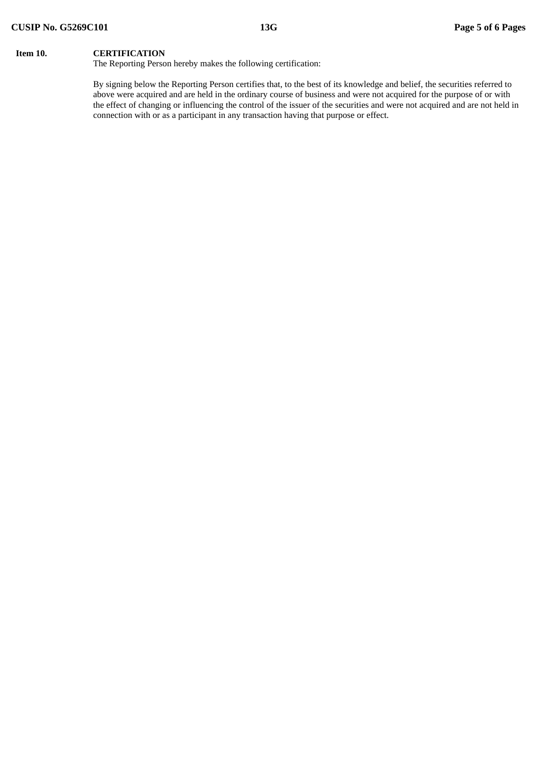**Item 10. CERTIFICATION**

The Reporting Person hereby makes the following certification:

By signing below the Reporting Person certifies that, to the best of its knowledge and belief, the securities referred to above were acquired and are held in the ordinary course of business and were not acquired for the purpose of or with the effect of changing or influencing the control of the issuer of the securities and were not acquired and are not held in connection with or as a participant in any transaction having that purpose or effect.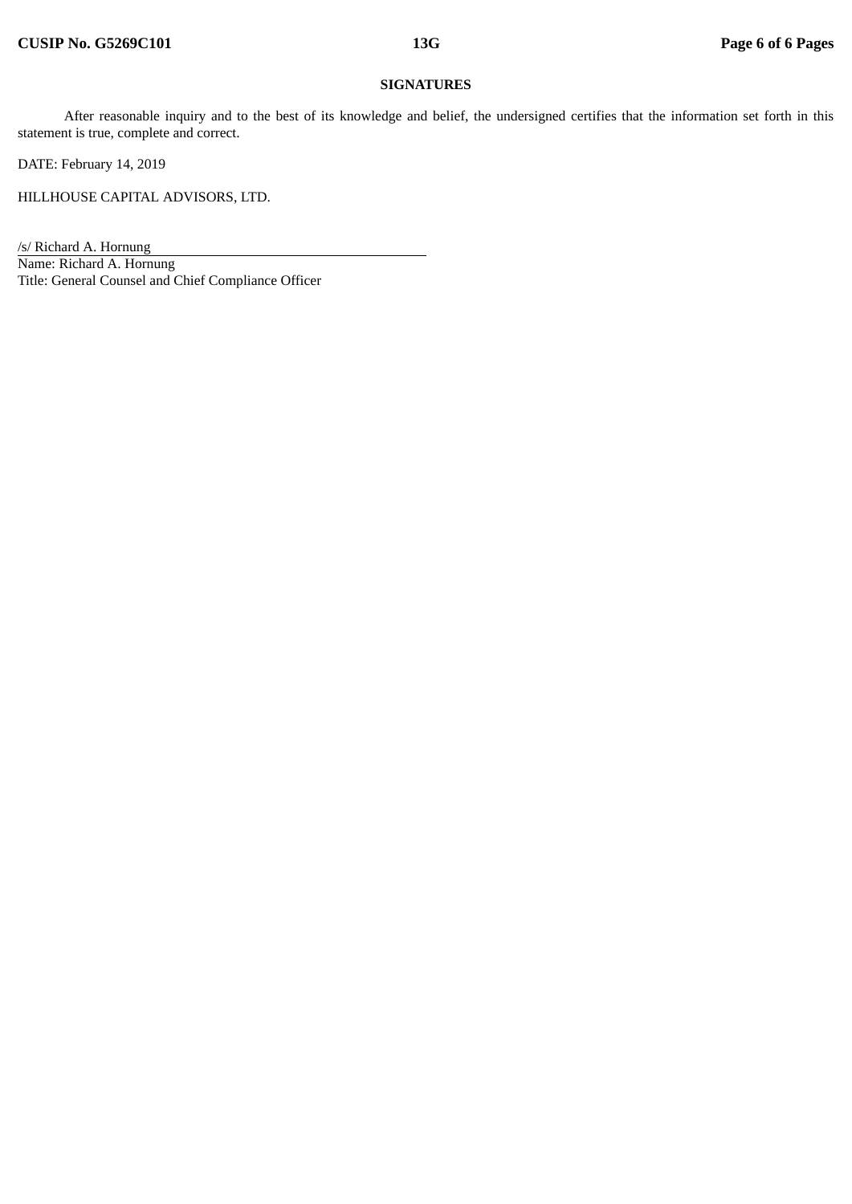**SIGNATURES**

After reasonable inquiry and to the best of its knowledge and belief, the undersigned certifies that the information set forth in this statement is true, complete and correct.

DATE: February 14, 2019

HILLHOUSE CAPITAL ADVISORS, LTD.

/s/ Richard A. Hornung

Name: Richard A. Hornung

Title: General Counsel and Chief Compliance Officer